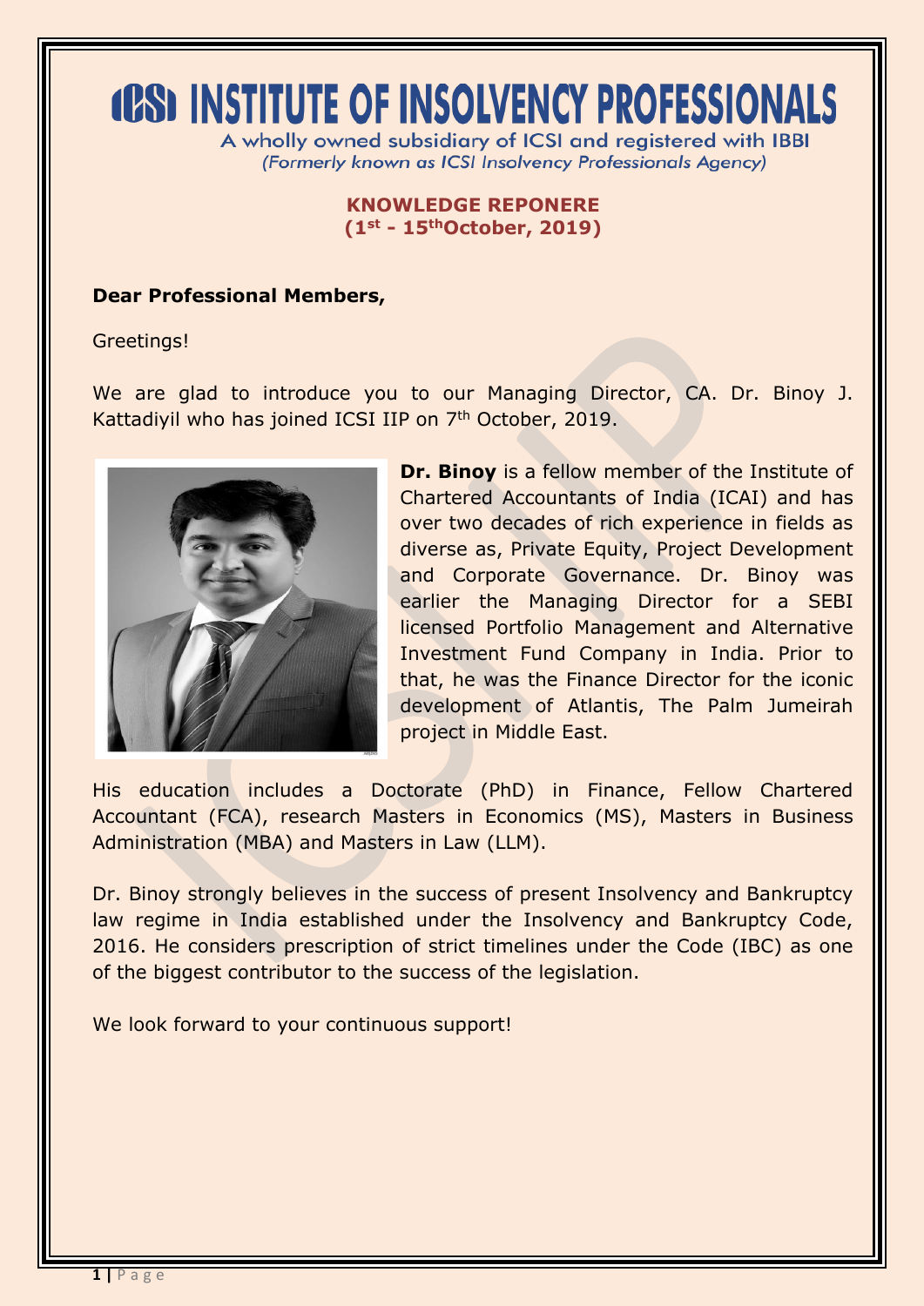# ICSI INSTITUTE OF INSOLVENCY PROFESSIONALS

A wholly owned subsidiary of ICSI and registered with IBBI

*(Formerly known as ICSI Insolvency Professionals Agency)*

## KNOWLEDGE REPONERE
## (1st - 15th October, 2019)

**Dear Professional Members,**

Greetings!

We are glad to introduce you to our Managing Director, CA. Dr. Binoy J. Kattadiyil who has joined ICSI IIP on 7th October, 2019.

**Dr. Binoy** is a fellow member of the Institute of Chartered Accountants of India (ICAI) and has over two decades of rich experience in fields as diverse as, Private Equity, Project Development and Corporate Governance. Dr. Binoy was earlier the Managing Director for a SEBI licensed Portfolio Management and Alternative Investment Fund Company in India. Prior to that, he was the Finance Director for the iconic development of Atlantis, The Palm Jumeirah project in Middle East.

His education includes a Doctorate (PhD) in Finance, Fellow Chartered Accountant (FCA), research Masters in Economics (MS), Masters in Business Administration (MBA) and Masters in Law (LLM).

Dr. Binoy strongly believes in the success of present Insolvency and Bankruptcy law regime in India established under the Insolvency and Bankruptcy Code, 2016. He considers prescription of strict timelines under the Code (IBC) as one of the biggest contributor to the success of the legislation.

We look forward to your continuous support!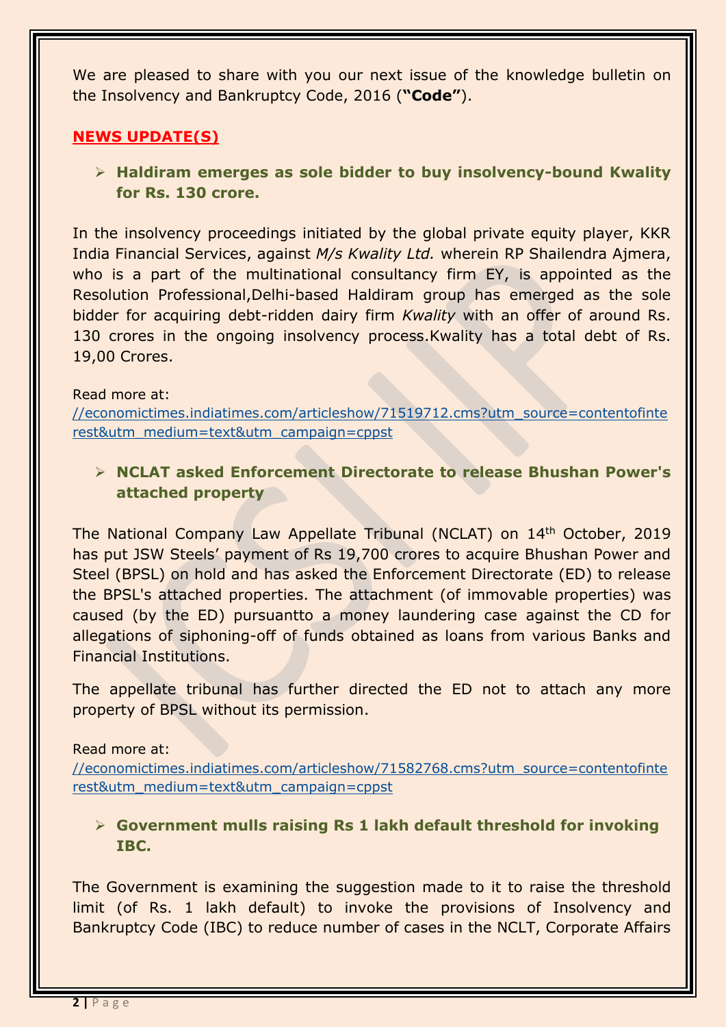We are pleased to share with you our next issue of the knowledge bulletin on the Insolvency and Bankruptcy Code, 2016 (**"Code"**).

## NEWS UPDATE(S)

- **Haldiram emerges as sole bidder to buy insolvency-bound Kwality for Rs. 130 crore.**

In the insolvency proceedings initiated by the global private equity player, KKR India Financial Services, against *M/s Kwality Ltd.* wherein RP Shailendra Ajmera, who is a part of the multinational consultancy firm EY, is appointed as the Resolution Professional,Delhi-based Haldiram group has emerged as the sole bidder for acquiring debt-ridden dairy firm *Kwality* with an offer of around Rs. 130 crores in the ongoing insolvency process.Kwality has a total debt of Rs. 19,00 Crores.

Read more at:
[//economictimes.indiatimes.com/articleshow/71519712.cms?utm_source=contentofinterest&utm_medium=text&utm_campaign=cppst](//economictimes.indiatimes.com/articleshow/71519712.cms?utm_source=contentofinterest&utm_medium=text&utm_campaign=cppst)

- **NCLAT asked Enforcement Directorate to release Bhushan Power's attached property**

The National Company Law Appellate Tribunal (NCLAT) on 14th October, 2019 has put JSW Steels' payment of Rs 19,700 crores to acquire Bhushan Power and Steel (BPSL) on hold and has asked the Enforcement Directorate (ED) to release the BPSL's attached properties. The attachment (of immovable properties) was caused (by the ED) pursuantto a money laundering case against the CD for allegations of siphoning-off of funds obtained as loans from various Banks and Financial Institutions.

The appellate tribunal has further directed the ED not to attach any more property of BPSL without its permission.

Read more at:
[//economictimes.indiatimes.com/articleshow/71582768.cms?utm_source=contentofinterest&utm_medium=text&utm_campaign=cppst](//economictimes.indiatimes.com/articleshow/71582768.cms?utm_source=contentofinterest&utm_medium=text&utm_campaign=cppst)

- **Government mulls raising Rs 1 lakh default threshold for invoking IBC.**

The Government is examining the suggestion made to it to raise the threshold limit (of Rs. 1 lakh default) to invoke the provisions of Insolvency and Bankruptcy Code (IBC) to reduce number of cases in the NCLT, Corporate Affairs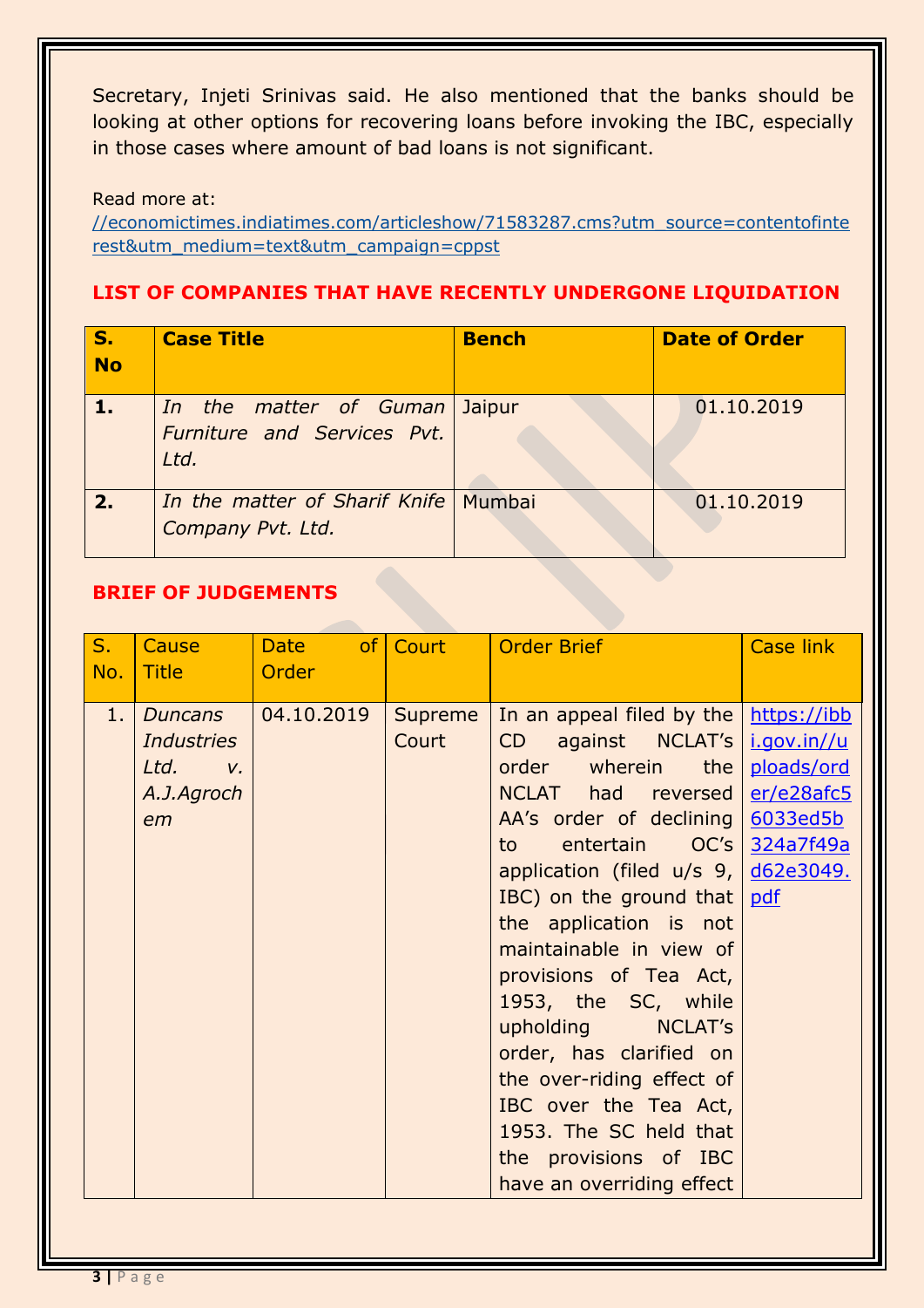Secretary, Injeti Srinivas said. He also mentioned that the banks should be looking at other options for recovering loans before invoking the IBC, especially in those cases where amount of bad loans is not significant.

Read more at:
//economictimes.indiatimes.com/articleshow/71583287.cms?utm_source=contentofinterest&utm_medium=text&utm_campaign=cppst

## LIST OF COMPANIES THAT HAVE RECENTLY UNDERGONE LIQUIDATION

| S. No | Case Title | Bench | Date of Order |
|---|---|---|---|
| 1. | *In the matter of Guman Furniture and Services Pvt. Ltd.* | Jaipur | 01.10.2019 |
| 2. | *In the matter of Sharif Knife Company Pvt. Ltd.* | Mumbai | 01.10.2019 |

## BRIEF OF JUDGEMENTS

| S. No. | Cause Title | Date of Order | Court | Order Brief | Case link |
|---|---|---|---|---|---|
| 1. | *Duncans Industries Ltd. v. A.J.Agrochem* | 04.10.2019 | Supreme Court | In an appeal filed by the CD against NCLAT's order wherein the NCLAT had reversed AA's order of declining to entertain OC's application (filed u/s 9, IBC) on the ground that the application is not maintainable in view of provisions of Tea Act, 1953, the SC, while upholding NCLAT's order, has clarified on the over-riding effect of IBC over the Tea Act, 1953. The SC held that the provisions of IBC have an overriding effect | https://ibbi.gov.in//uploads/order/e28afc56033ed5b324a7f49ad62e3049.pdf |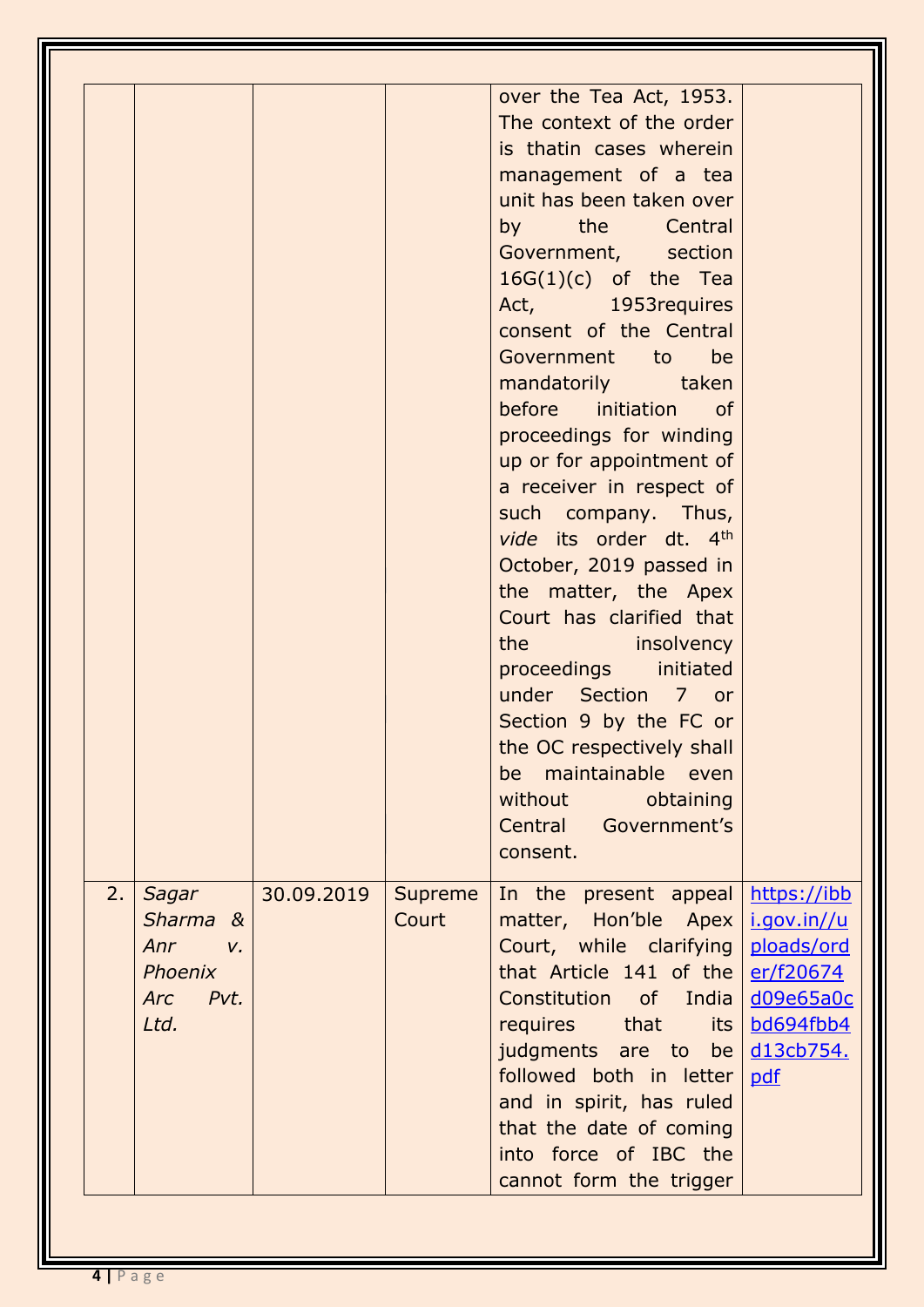| | | | | | |
|---|---|---|---|---|---|
| | | | | over the Tea Act, 1953. The context of the order is thatin cases wherein management of a tea unit has been taken over by the Central Government, section 16G(1)(c) of the Tea Act, 1953requires consent of the Central Government to be mandatorily taken before initiation of proceedings for winding up or for appointment of a receiver in respect of such company. Thus, *vide* its order dt. 4th October, 2019 passed in the matter, the Apex Court has clarified that the insolvency proceedings initiated under Section 7 or Section 9 by the FC or the OC respectively shall be maintainable even without obtaining Central Government's consent. | |
| 2. | *Sagar Sharma & Anr v. Phoenix Arc Pvt. Ltd.* | 30.09.2019 | Supreme Court | In the present appeal matter, Hon'ble Apex Court, while clarifying that Article 141 of the Constitution of India requires that its judgments are to be followed both in letter and in spirit, has ruled that the date of coming into force of IBC the cannot form the trigger | https://ibbi.gov.in//uploads/order/f20674d09e65a0cbd694fbb4d13cb754.pdf |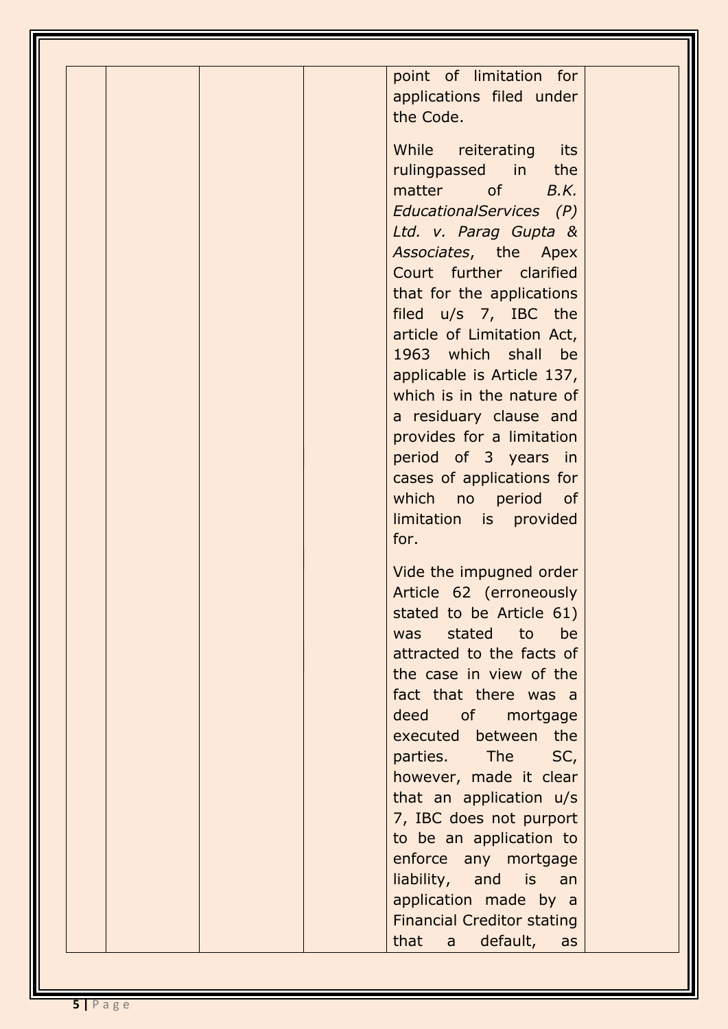| | | | | point of limitation for applications filed under the Code.<br><br>While reiterating its rulingpassed in the matter of *B.K. EducationalServices (P) Ltd. v. Parag Gupta & Associates*, the Apex Court further clarified that for the applications filed u/s 7, IBC the article of Limitation Act, 1963 which shall be applicable is Article 137, which is in the nature of a residuary clause and provides for a limitation period of 3 years in cases of applications for which no period of limitation is provided for.<br><br>Vide the impugned order Article 62 (erroneously stated to be Article 61) was stated to be attracted to the facts of the case in view of the fact that there was a deed of mortgage executed between the parties. The SC, however, made it clear that an application u/s 7, IBC does not purport to be an application to enforce any mortgage liability, and is an application made by a Financial Creditor stating that a default, as | |
|---|---|---|---|---|---|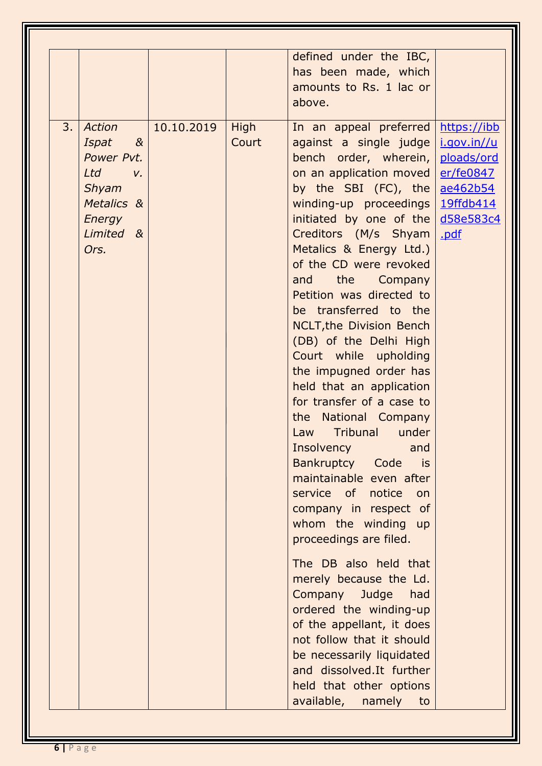| | | | | | |
|---|---|---|---|---|---|
| | | | | defined under the IBC, has been made, which amounts to Rs. 1 lac or above. | |
| 3. | *Action Ispat & Power Pvt. Ltd v. Shyam Metalics & Energy Limited & Ors.* | 10.10.2019 | High Court | In an appeal preferred against a single judge bench order, wherein, on an application moved by the SBI (FC), the winding-up proceedings initiated by one of the Creditors (M/s Shyam Metalics & Energy Ltd.) of the CD were revoked and the Company Petition was directed to be transferred to the NCLT,the Division Bench (DB) of the Delhi High Court while upholding the impugned order has held that an application for transfer of a case to the National Company Law Tribunal under Insolvency and Bankruptcy Code is maintainable even after service of notice on company in respect of whom the winding up proceedings are filed.<br><br>The DB also held that merely because the Ld. Company Judge had ordered the winding-up of the appellant, it does not follow that it should be necessarily liquidated and dissolved.It further held that other options available, namely to | [https://ibbi.gov.in//uploads/order/fe0847ae462b5419ffdb414d58e583c4.pdf](https://ibbi.gov.in//uploads/order/fe0847ae462b5419ffdb414d58e583c4.pdf) |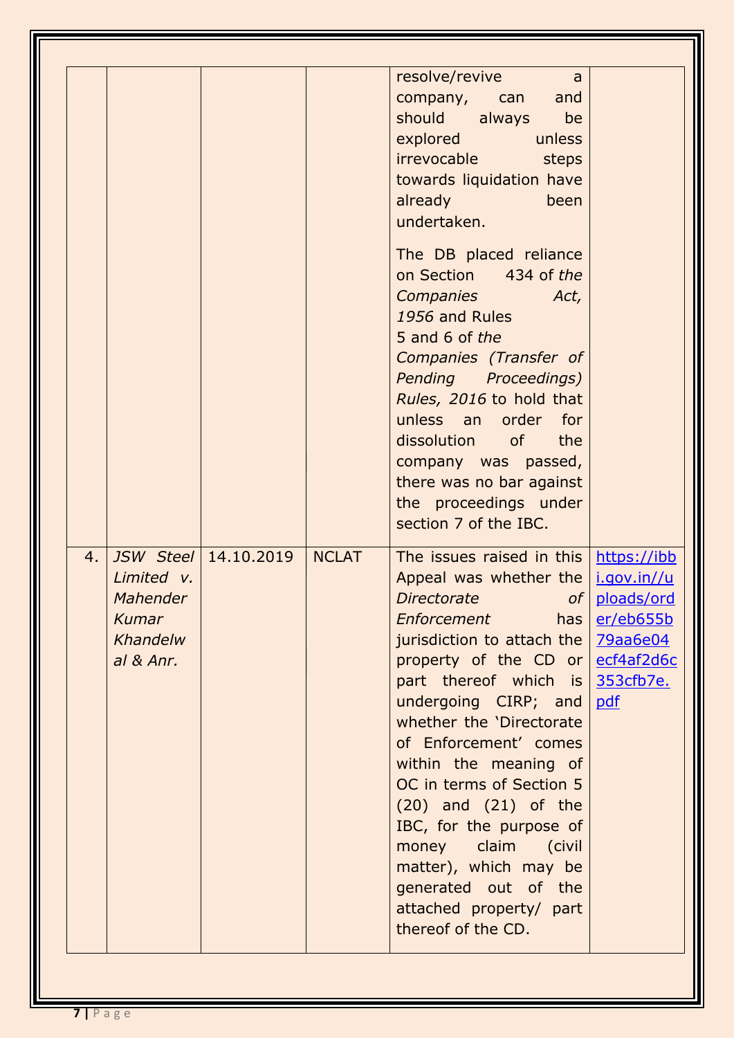| | | | | | |
|---|---|---|---|---|---|
| | | | | resolve/revive a company, can and should always be explored unless irrevocable steps towards liquidation have already been undertaken.<br><br>The DB placed reliance on Section 434 of *the Companies Act, 1956* and Rules 5 and 6 of *the Companies (Transfer of Pending Proceedings) Rules, 2016* to hold that unless an order for dissolution of the company was passed, there was no bar against the proceedings under section 7 of the IBC. | |
| 4. | *JSW Steel Limited v. Mahender Kumar Khandelwal & Anr.* | 14.10.2019 | NCLAT | The issues raised in this Appeal was whether the *Directorate of Enforcement* has jurisdiction to attach the property of the CD or part thereof which is undergoing CIRP; and whether the 'Directorate of Enforcement' comes within the meaning of OC in terms of Section 5 (20) and (21) of the IBC, for the purpose of money claim (civil matter), which may be generated out of the attached property/ part thereof of the CD. | https://ibbi.gov.in//uploads/order/eb655b79aa6e04ecf4af2d6c353cfb7e.pdf |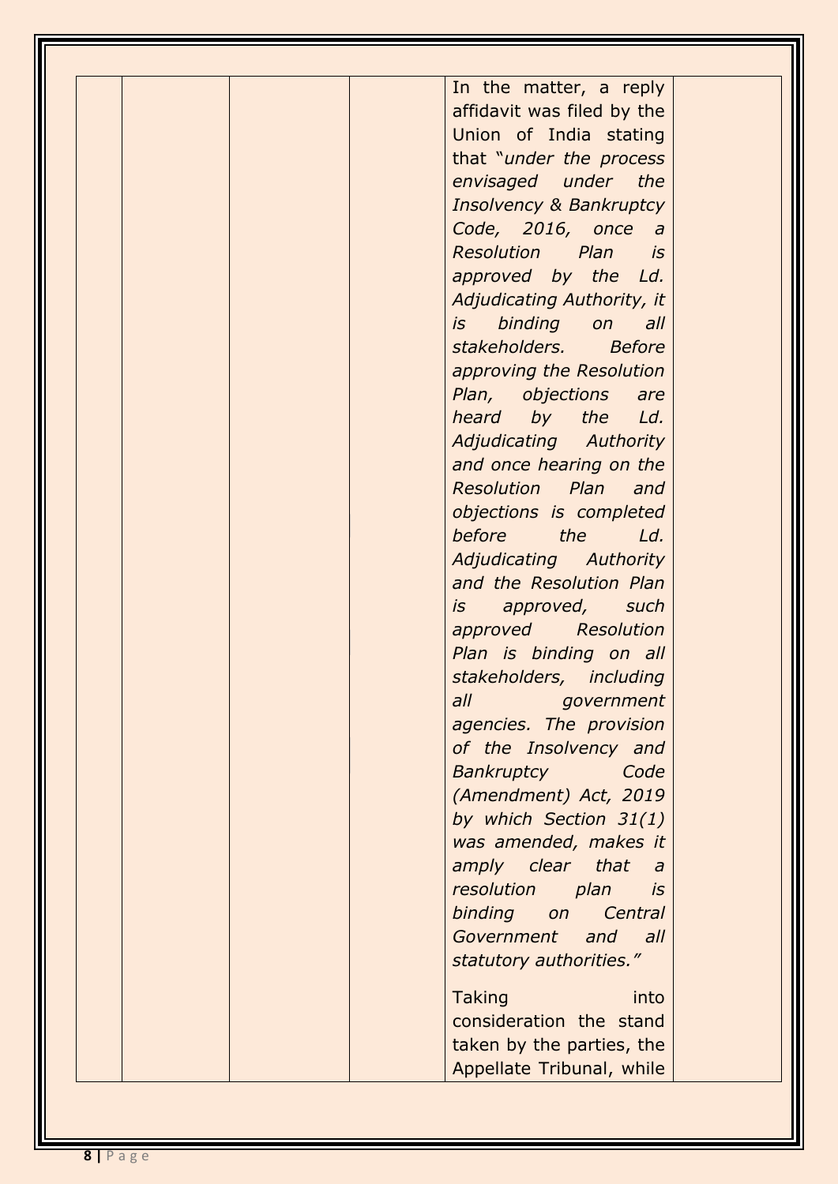|  |  |  |  | In the matter, a reply affidavit was filed by the Union of India stating that "*under the process envisaged under the Insolvency & Bankruptcy Code, 2016, once a Resolution Plan is approved by the Ld. Adjudicating Authority, it is binding on all stakeholders. Before approving the Resolution Plan, objections are heard by the Ld. Adjudicating Authority and once hearing on the Resolution Plan and objections is completed before the Ld. Adjudicating Authority and the Resolution Plan is approved, such approved Resolution Plan is binding on all stakeholders, including all government agencies. The provision of the Insolvency and Bankruptcy Code (Amendment) Act, 2019 by which Section 31(1) was amended, makes it amply clear that a resolution plan is binding on Central Government and all statutory authorities.*"<br><br>Taking into consideration the stand taken by the parties, the Appellate Tribunal, while |  |
|---|---|---|---|---|---|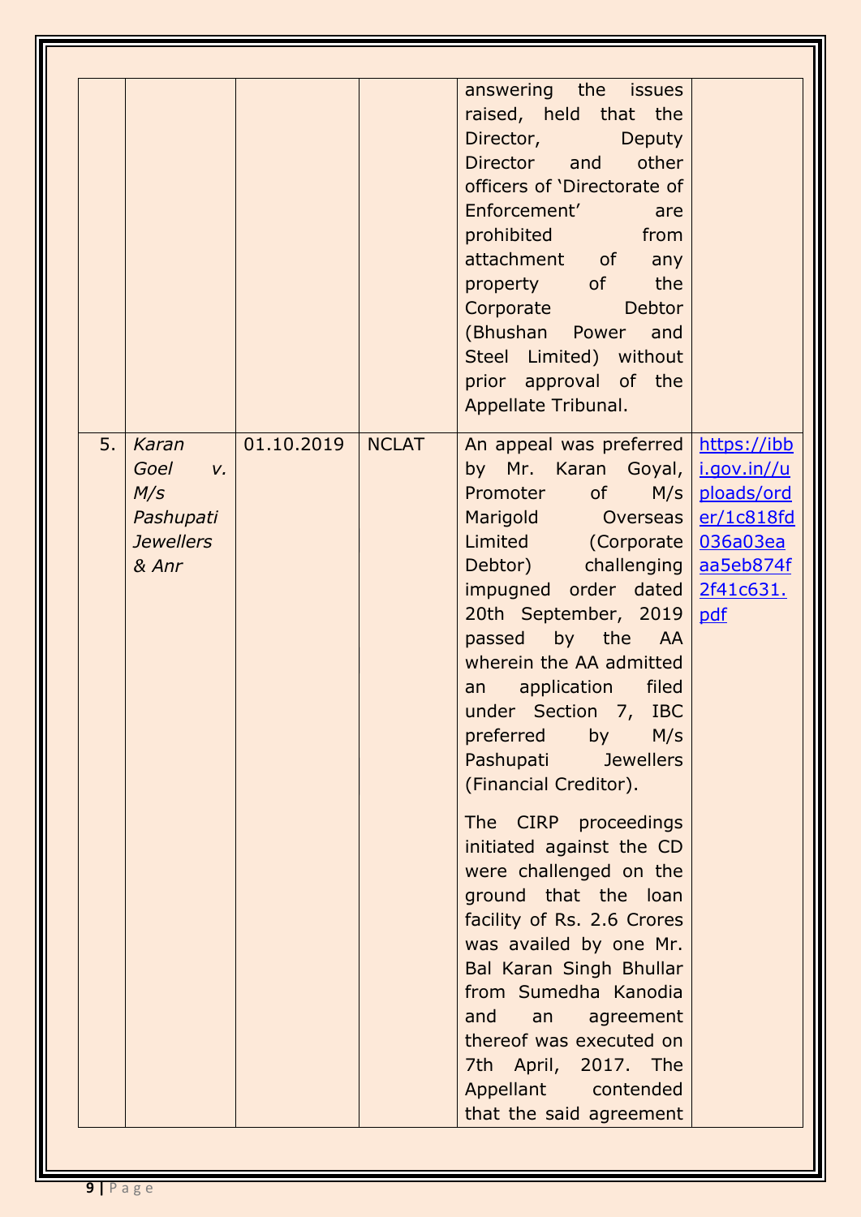|  |  |  |  |  |  |
|---|---|---|---|---|---|
|  |  |  |  | answering the issues raised, held that the Director, Deputy Director and other officers of 'Directorate of Enforcement' are prohibited from attachment of any property of the Corporate Debtor (Bhushan Power and Steel Limited) without prior approval of the Appellate Tribunal. |  |
| 5. | *Karan Goel v. M/s Pashupati Jewellers & Anr* | 01.10.2019 | NCLAT | An appeal was preferred by Mr. Karan Goyal, Promoter of M/s Marigold Overseas Limited (Corporate Debtor) challenging impugned order dated 20th September, 2019 passed by the AA wherein the AA admitted an application filed under Section 7, IBC preferred by M/s Pashupati Jewellers (Financial Creditor).<br><br>The CIRP proceedings initiated against the CD were challenged on the ground that the loan facility of Rs. 2.6 Crores was availed by one Mr. Bal Karan Singh Bhullar from Sumedha Kanodia and an agreement thereof was executed on 7th April, 2017. The Appellant contended that the said agreement | [https://ibbi.gov.in//uploads/order/1c818fd036a03eaaa5eb874f2f41c631.pdf](https://ibbi.gov.in//uploads/order/1c818fd036a03eaaa5eb874f2f41c631.pdf) |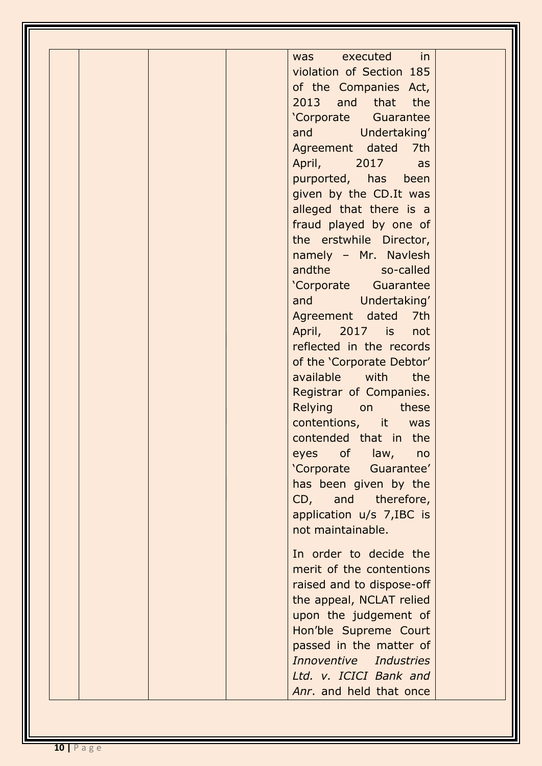|  |  |  |  | was executed in violation of Section 185 of the Companies Act, 2013 and that the 'Corporate Guarantee and Undertaking' Agreement dated 7th April, 2017 as purported, has been given by the CD.It was alleged that there is a fraud played by one of the erstwhile Director, namely – Mr. Navlesh andthe so-called 'Corporate Guarantee and Undertaking' Agreement dated 7th April, 2017 is not reflected in the records of the 'Corporate Debtor' available with the Registrar of Companies. Relying on these contentions, it was contended that in the eyes of law, no 'Corporate Guarantee' has been given by the CD, and therefore, application u/s 7,IBC is not maintainable.<br><br>In order to decide the merit of the contentions raised and to dispose-off the appeal, NCLAT relied upon the judgement of Hon'ble Supreme Court passed in the matter of *Innoventive Industries Ltd. v. ICICI Bank and Anr*. and held that once |  |
|---|---|---|---|---|---|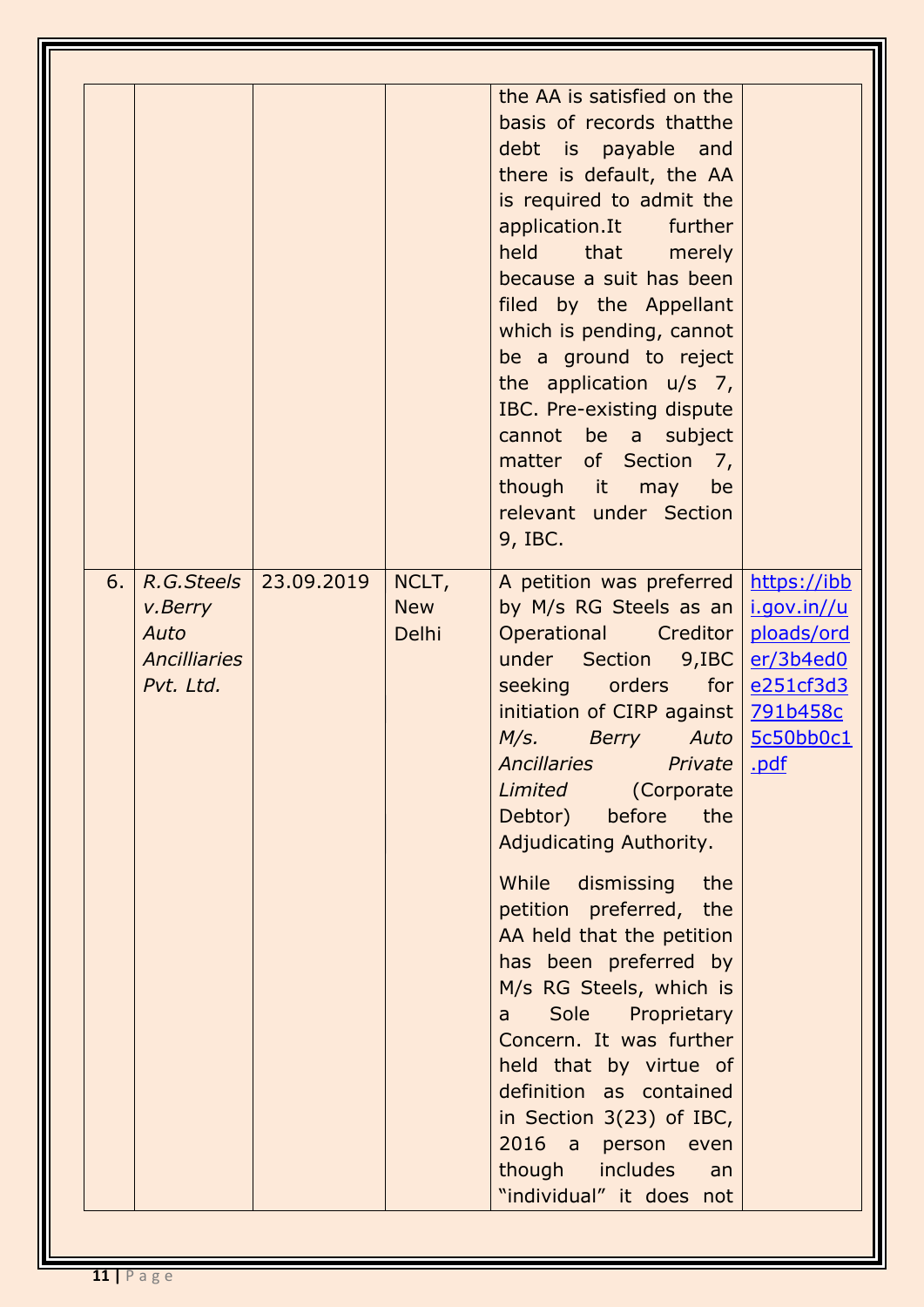|  |  |  |  |  |  |
|---|---|---|---|---|---|
|  |  |  |  | the AA is satisfied on the basis of records thatthe debt is payable and there is default, the AA is required to admit the application.It further held that merely because a suit has been filed by the Appellant which is pending, cannot be a ground to reject the application u/s 7, IBC. Pre-existing dispute cannot be a subject matter of Section 7, though it may be relevant under Section 9, IBC. |  |
| 6. | *R.G.Steels v.Berry Auto Ancilliaries Pvt. Ltd.* | 23.09.2019 | NCLT, New Delhi | A petition was preferred by M/s RG Steels as an Operational Creditor under Section 9,IBC seeking orders for initiation of CIRP against *M/s. Berry Auto Ancillaries Private Limited* (Corporate Debtor) before the Adjudicating Authority.<br><br>While dismissing the petition preferred, the AA held that the petition has been preferred by M/s RG Steels, which is a Sole Proprietary Concern. It was further held that by virtue of definition as contained in Section 3(23) of IBC, 2016 a person even though includes an "individual" it does not | https://ibbi.gov.in//uploads/order/3b4ed0e251cf3d3791b458c5c50bb0c1.pdf |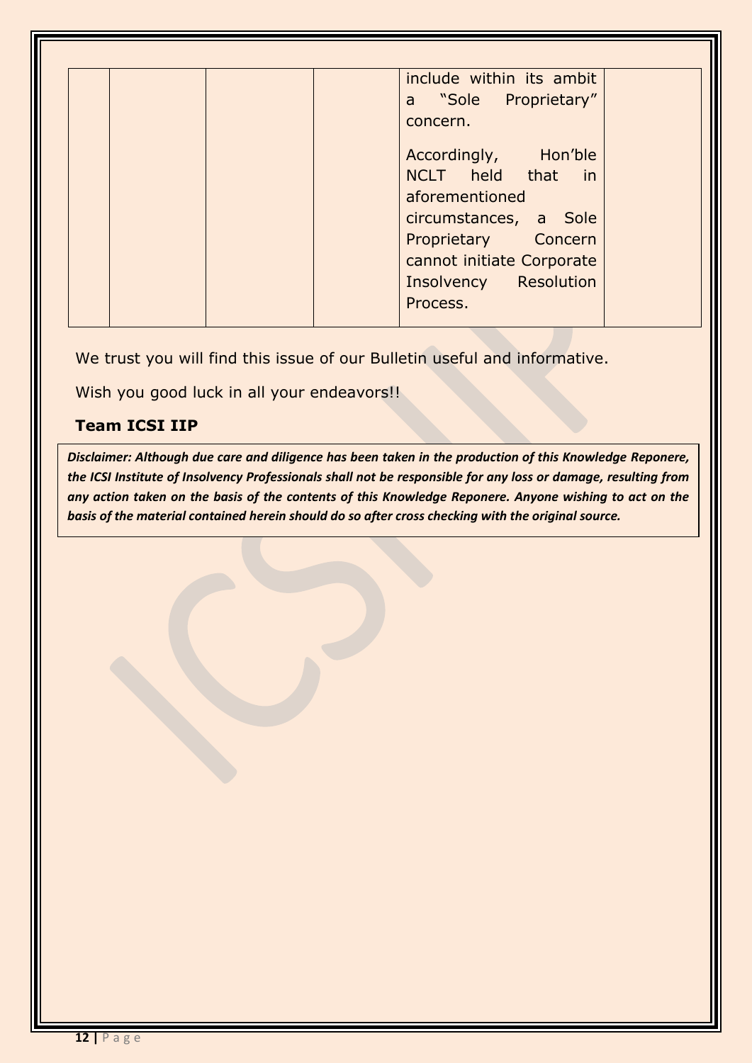| | | | | | |
|---|---|---|---|---|---|
| | | | | include within its ambit a "Sole Proprietary" concern.<br><br>Accordingly, Hon'ble NCLT held that in aforementioned circumstances, a Sole Proprietary Concern cannot initiate Corporate Insolvency Resolution Process. | |

We trust you will find this issue of our Bulletin useful and informative.

Wish you good luck in all your endeavors!!

**Team ICSI IIP**

***Disclaimer: Although due care and diligence has been taken in the production of this Knowledge Reponere, the ICSI Institute of Insolvency Professionals shall not be responsible for any loss or damage, resulting from any action taken on the basis of the contents of this Knowledge Reponere. Anyone wishing to act on the basis of the material contained herein should do so after cross checking with the original source.***